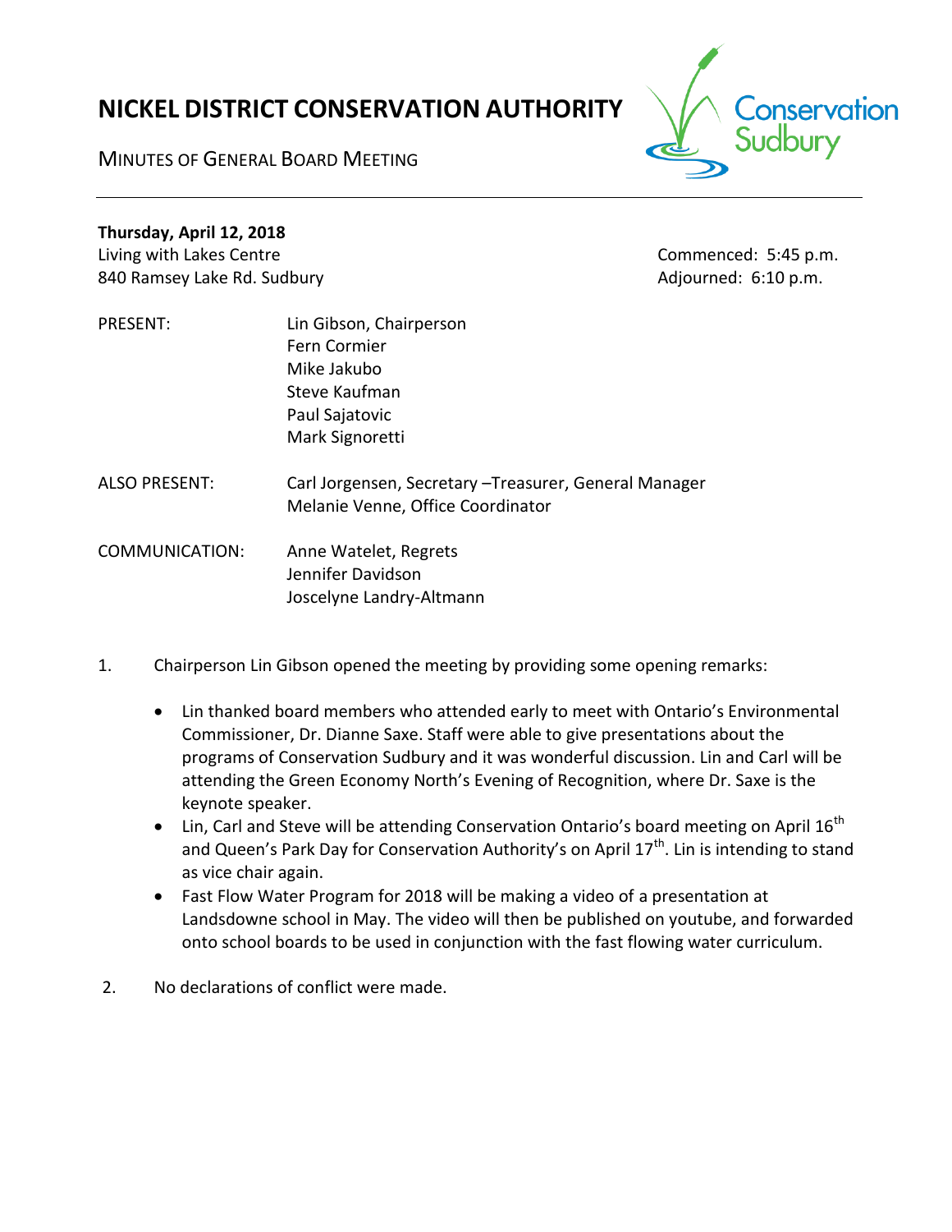# NICKEL DISTRICT CONSERVATION AUTHORITY

MINUTES OF GENERAL BOARD MEETING

**Thursday, April 12, 2018**
Living with Lakes Centre
840 Ramsey Lake Rd. Sudbury

Commenced: 5:45 p.m.
Adjourned: 6:10 p.m.

| | |
|---|---|
| PRESENT: | Lin Gibson, Chairperson<br>Fern Cormier<br>Mike Jakubo<br>Steve Kaufman<br>Paul Sajatovic<br>Mark Signoretti |
| ALSO PRESENT: | Carl Jorgensen, Secretary –Treasurer, General Manager<br>Melanie Venne, Office Coordinator |
| COMMUNICATION: | Anne Watelet, Regrets<br>Jennifer Davidson<br>Joscelyne Landry-Altmann |

1. Chairperson Lin Gibson opened the meeting by providing some opening remarks:

   - Lin thanked board members who attended early to meet with Ontario's Environmental Commissioner, Dr. Dianne Saxe. Staff were able to give presentations about the programs of Conservation Sudbury and it was wonderful discussion. Lin and Carl will be attending the Green Economy North's Evening of Recognition, where Dr. Saxe is the keynote speaker.
   - Lin, Carl and Steve will be attending Conservation Ontario's board meeting on April 16th and Queen's Park Day for Conservation Authority's on April 17th. Lin is intending to stand as vice chair again.
   - Fast Flow Water Program for 2018 will be making a video of a presentation at Landsdowne school in May. The video will then be published on youtube, and forwarded onto school boards to be used in conjunction with the fast flowing water curriculum.

2. No declarations of conflict were made.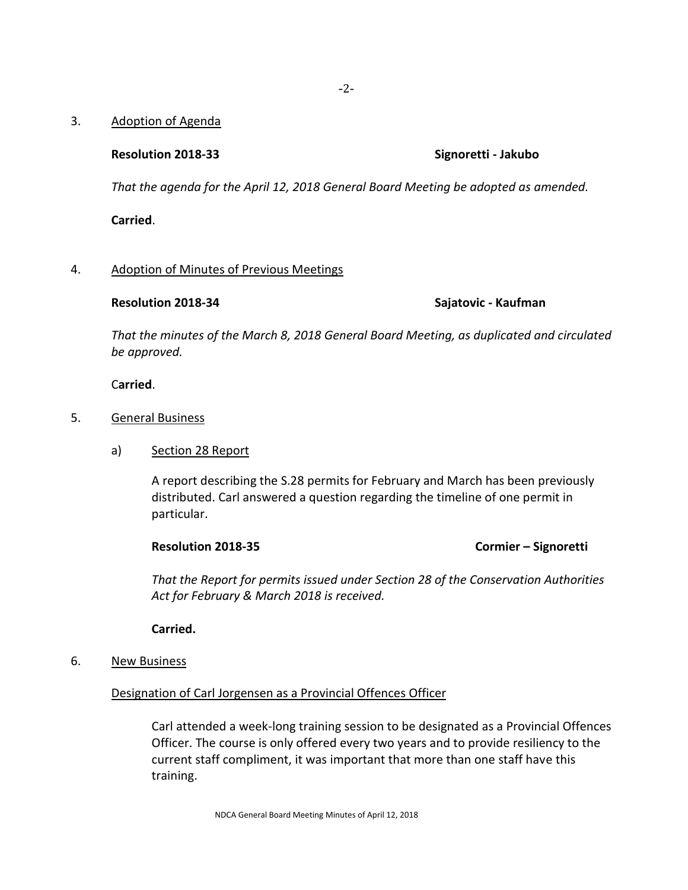3. Adoption of Agenda

**Resolution 2018-33** **Signoretti - Jakubo**

*That the agenda for the April 12, 2018 General Board Meeting be adopted as amended.*

**Carried**.

4. Adoption of Minutes of Previous Meetings

**Resolution 2018-34** **Sajatovic - Kaufman**

*That the minutes of the March 8, 2018 General Board Meeting, as duplicated and circulated be approved.*

C**arried**.

5. General Business

a) Section 28 Report

A report describing the S.28 permits for February and March has been previously distributed. Carl answered a question regarding the timeline of one permit in particular.

**Resolution 2018-35** **Cormier – Signoretti**

*That the Report for permits issued under Section 28 of the Conservation Authorities Act for February & March 2018 is received.*

**Carried.**

6. New Business

Designation of Carl Jorgensen as a Provincial Offences Officer

Carl attended a week-long training session to be designated as a Provincial Offences Officer. The course is only offered every two years and to provide resiliency to the current staff compliment, it was important that more than one staff have this training.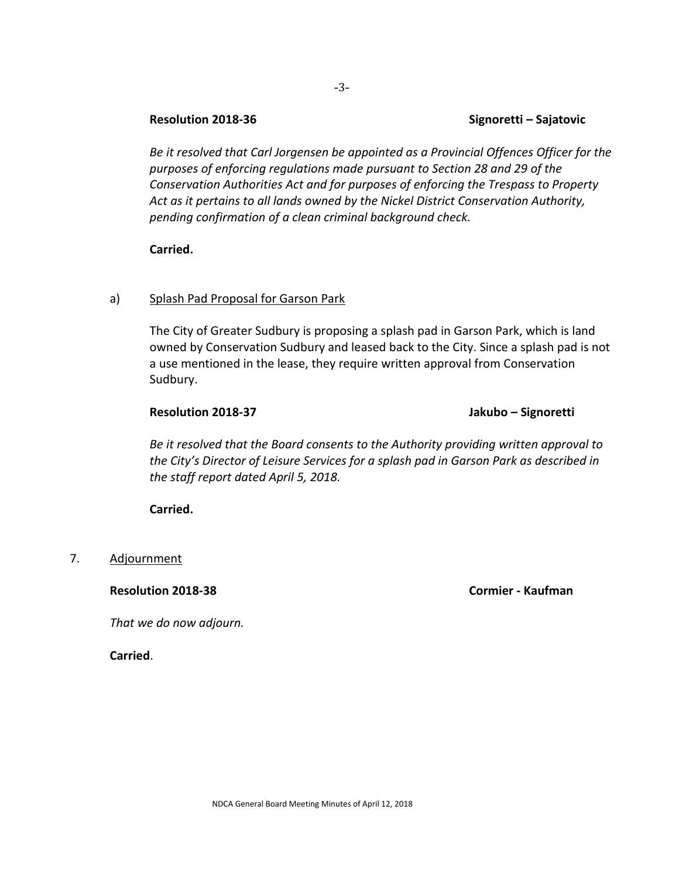**Resolution 2018-36** **Signoretti – Sajatovic**

*Be it resolved that Carl Jorgensen be appointed as a Provincial Offences Officer for the purposes of enforcing regulations made pursuant to Section 28 and 29 of the Conservation Authorities Act and for purposes of enforcing the Trespass to Property Act as it pertains to all lands owned by the Nickel District Conservation Authority, pending confirmation of a clean criminal background check.*

**Carried.**

a) Splash Pad Proposal for Garson Park

The City of Greater Sudbury is proposing a splash pad in Garson Park, which is land owned by Conservation Sudbury and leased back to the City. Since a splash pad is not a use mentioned in the lease, they require written approval from Conservation Sudbury.

**Resolution 2018-37** **Jakubo – Signoretti**

*Be it resolved that the Board consents to the Authority providing written approval to the City's Director of Leisure Services for a splash pad in Garson Park as described in the staff report dated April 5, 2018.*

**Carried.**

7. Adjournment

**Resolution 2018-38** **Cormier - Kaufman**

*That we do now adjourn.*

**Carried**.